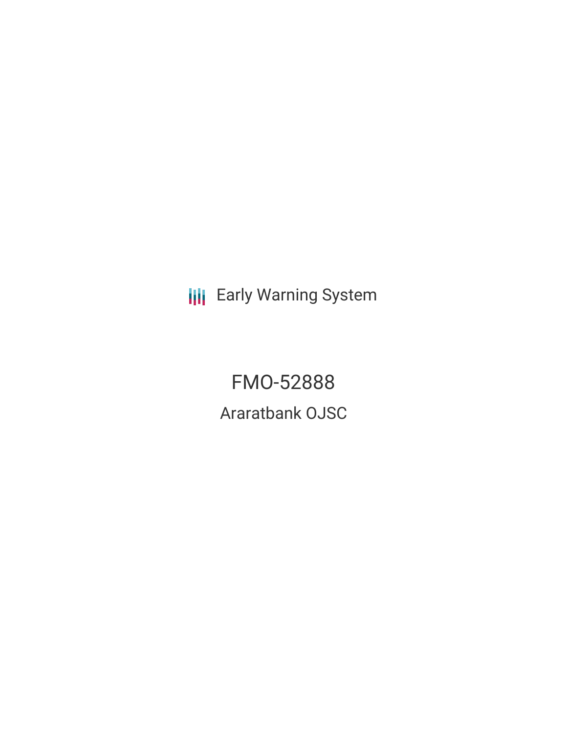Early Warning System

# FMO-52888

## Araratbank OJSC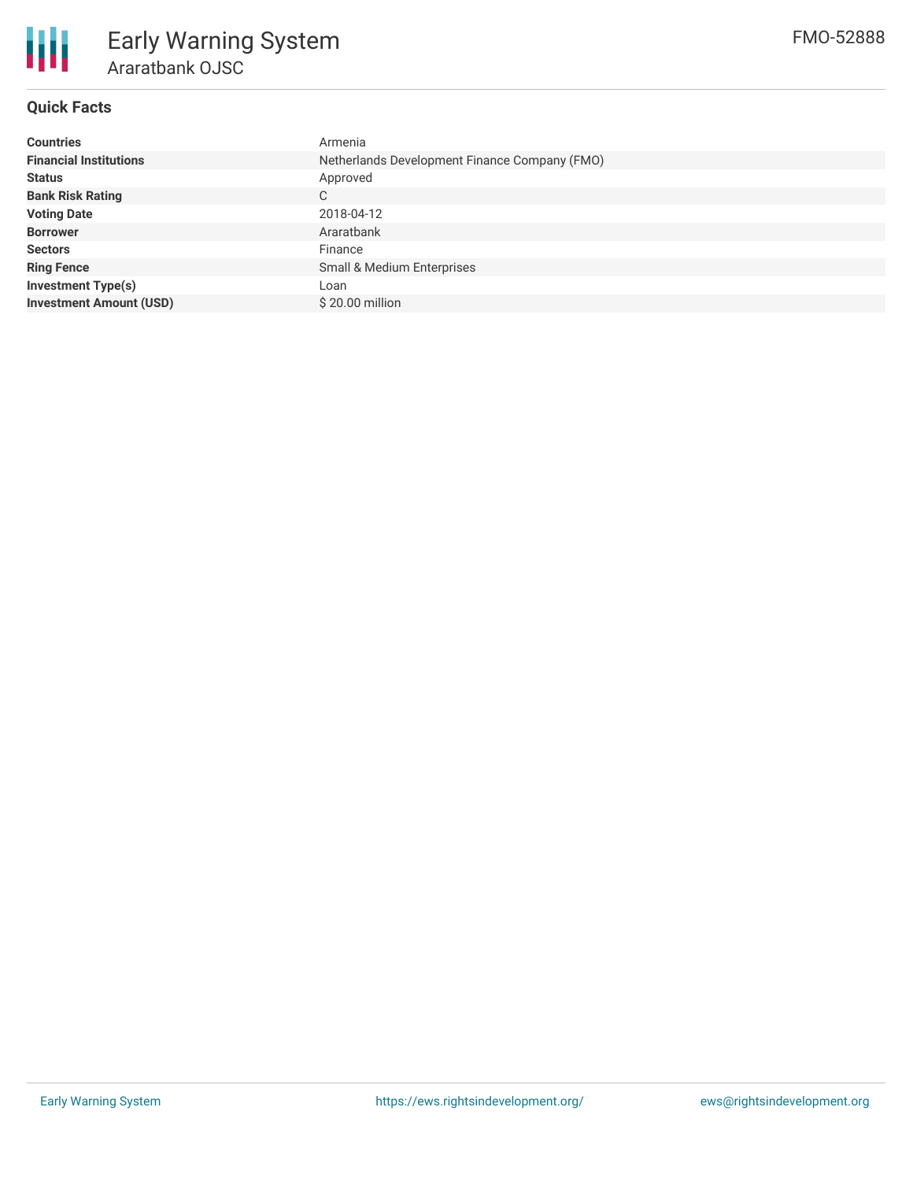# Early Warning System

## Araratbank OJSC

FMO-52888

### Quick Facts

| | |
|---|---|
| **Countries** | Armenia |
| **Financial Institutions** | Netherlands Development Finance Company (FMO) |
| **Status** | Approved |
| **Bank Risk Rating** | C |
| **Voting Date** | 2018-04-12 |
| **Borrower** | Araratbank |
| **Sectors** | Finance |
| **Ring Fence** | Small & Medium Enterprises |
| **Investment Type(s)** | Loan |
| **Investment Amount (USD)** | $ 20.00 million |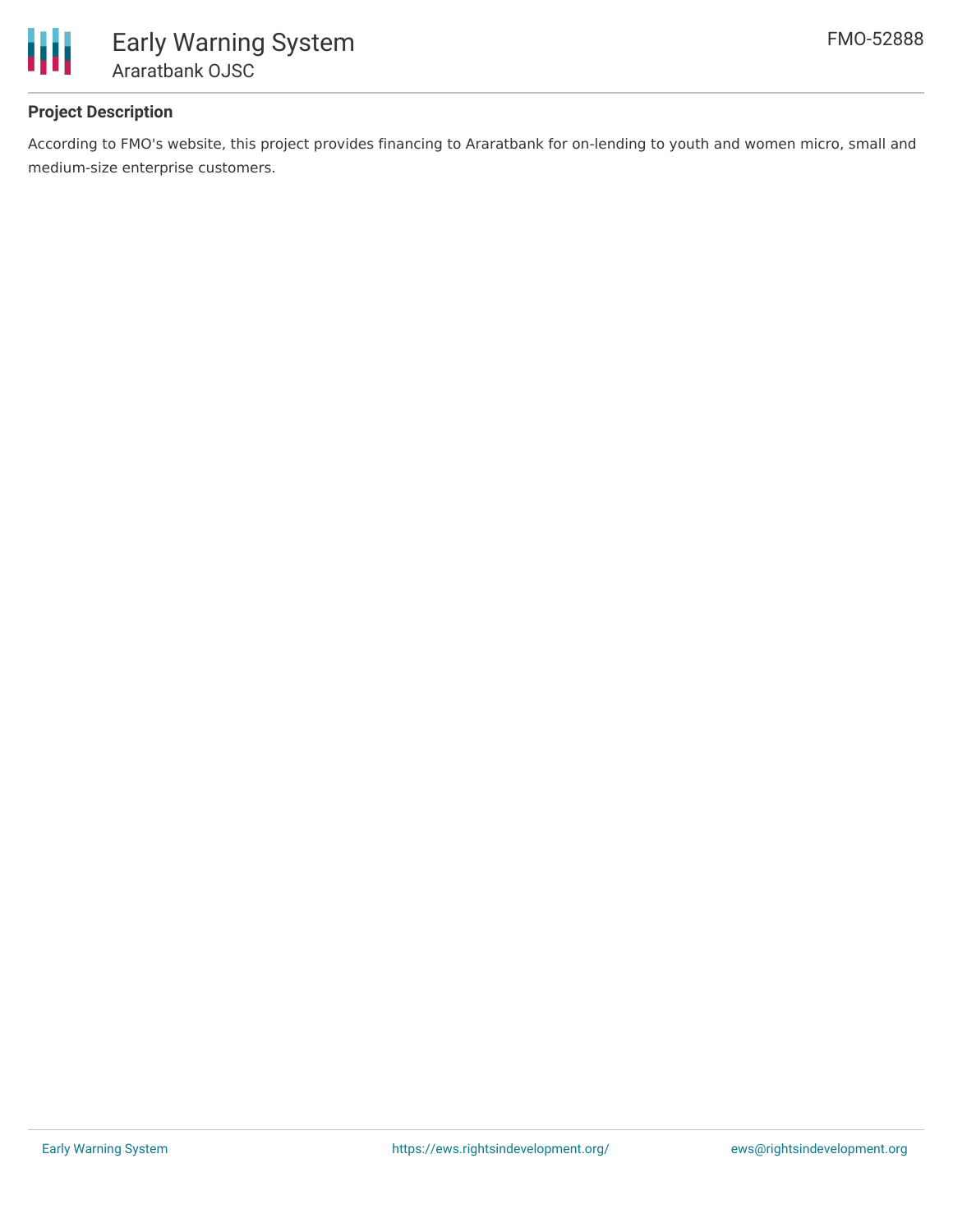## Project Description

According to FMO's website, this project provides financing to Araratbank for on-lending to youth and women micro, small and medium-size enterprise customers.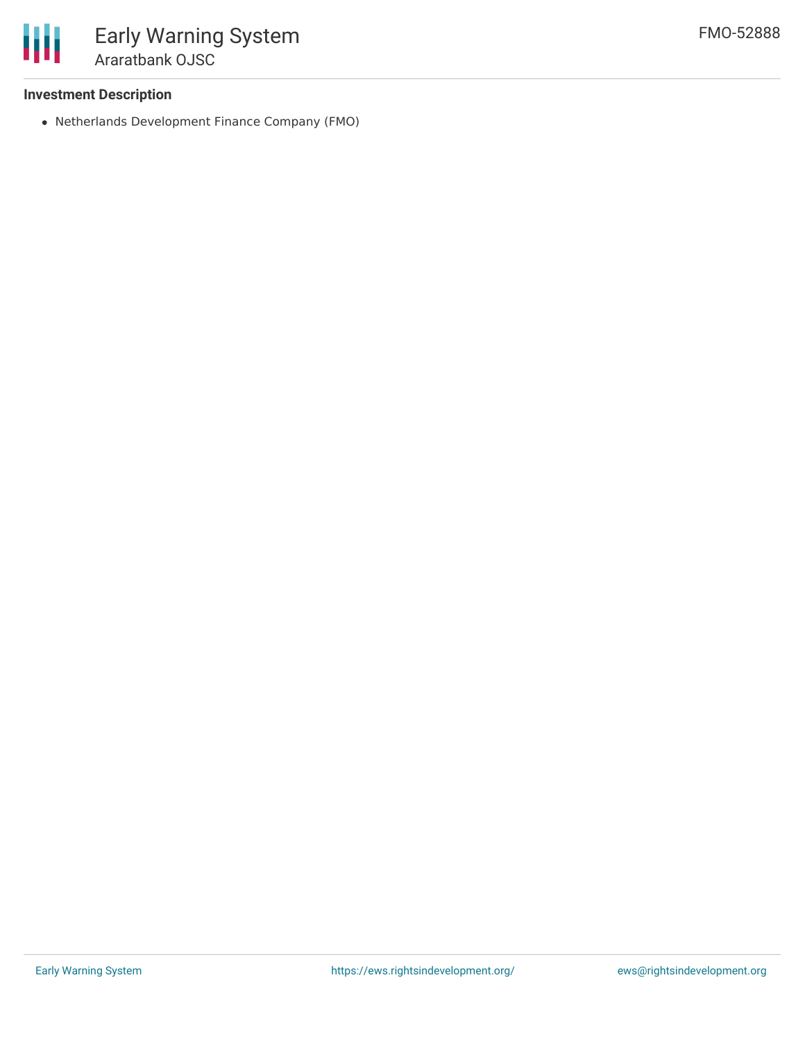### Investment Description

- Netherlands Development Finance Company (FMO)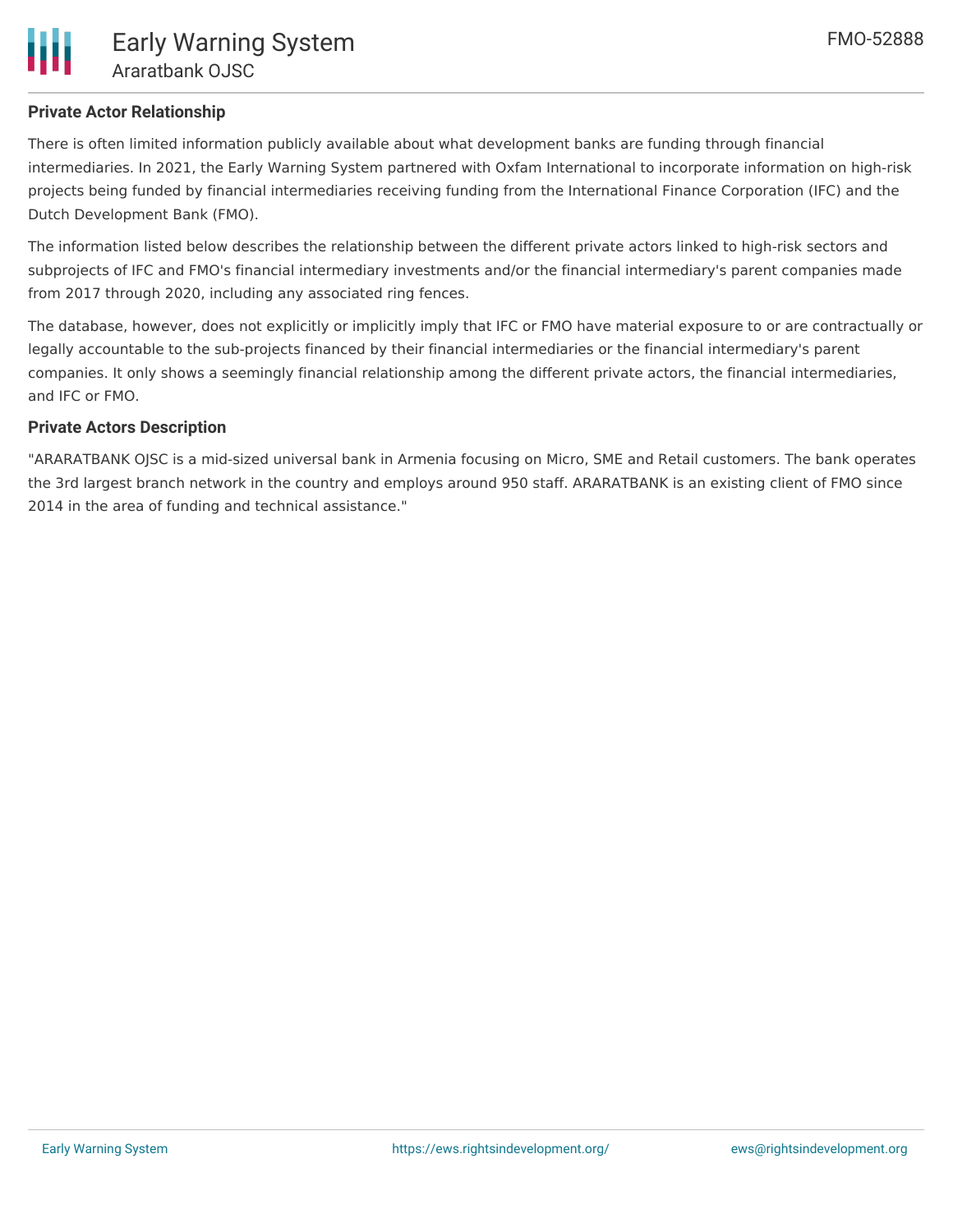## Private Actor Relationship

There is often limited information publicly available about what development banks are funding through financial intermediaries. In 2021, the Early Warning System partnered with Oxfam International to incorporate information on high-risk projects being funded by financial intermediaries receiving funding from the International Finance Corporation (IFC) and the Dutch Development Bank (FMO).

The information listed below describes the relationship between the different private actors linked to high-risk sectors and subprojects of IFC and FMO's financial intermediary investments and/or the financial intermediary's parent companies made from 2017 through 2020, including any associated ring fences.

The database, however, does not explicitly or implicitly imply that IFC or FMO have material exposure to or are contractually or legally accountable to the sub-projects financed by their financial intermediaries or the financial intermediary's parent companies. It only shows a seemingly financial relationship among the different private actors, the financial intermediaries, and IFC or FMO.

## Private Actors Description

"ARARATBANK OJSC is a mid-sized universal bank in Armenia focusing on Micro, SME and Retail customers. The bank operates the 3rd largest branch network in the country and employs around 950 staff. ARARATBANK is an existing client of FMO since 2014 in the area of funding and technical assistance."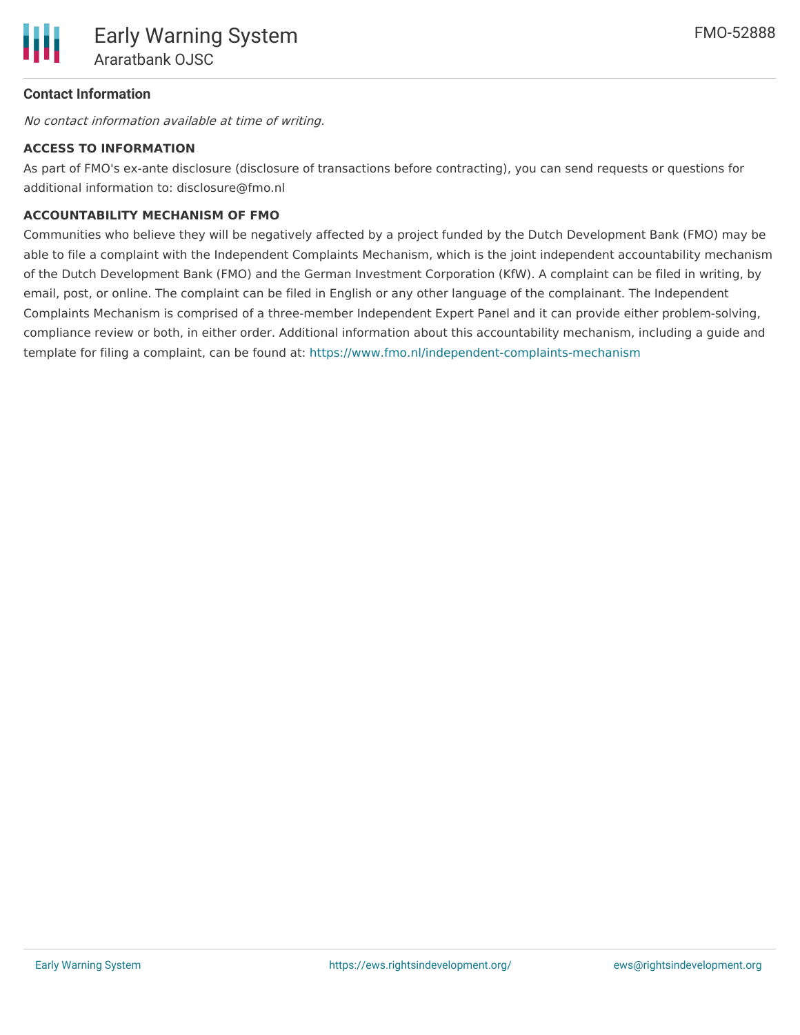**Contact Information**

*No contact information available at time of writing.*

**ACCESS TO INFORMATION**

As part of FMO's ex-ante disclosure (disclosure of transactions before contracting), you can send requests or questions for additional information to: disclosure@fmo.nl

**ACCOUNTABILITY MECHANISM OF FMO**

Communities who believe they will be negatively affected by a project funded by the Dutch Development Bank (FMO) may be able to file a complaint with the Independent Complaints Mechanism, which is the joint independent accountability mechanism of the Dutch Development Bank (FMO) and the German Investment Corporation (KfW). A complaint can be filed in writing, by email, post, or online. The complaint can be filed in English or any other language of the complainant. The Independent Complaints Mechanism is comprised of a three-member Independent Expert Panel and it can provide either problem-solving, compliance review or both, in either order. Additional information about this accountability mechanism, including a guide and template for filing a complaint, can be found at: https://www.fmo.nl/independent-complaints-mechanism